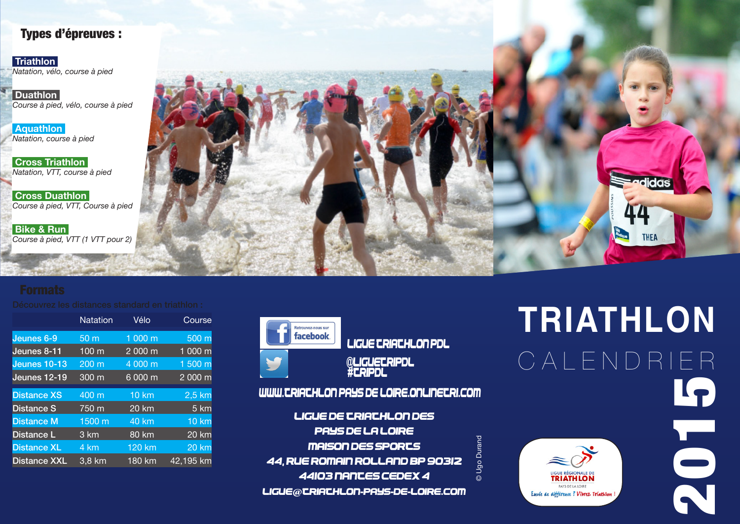## Types d'épreuves :

**Triathlon**
*Natation, vélo, course à pied*

**Duathlon**
*Course à pied, vélo, course à pied*

**Aquathlon**
*Natation, course à pied*

**Cross Triathlon**
*Natation, VTT, course à pied*

**Cross Duathlon**
*Course à pied, VTT, Course à pied*

**Bike & Run**
*Course à pied, VTT (1 VTT pour 2)*

## Formats

Découvrez les distances standard en triathlon :

| | Natation | Vélo | Course |
|---|---|---|---|
| Jeunes 6-9 | 50 m | 1 000 m | 500 m |
| Jeunes 8-11 | 100 m | 2 000 m | 1 000 m |
| Jeunes 10-13 | 200 m | 4 000 m | 1 500 m |
| Jeunes 12-19 | 300 m | 6 000 m | 2 000 m |
| Distance XS | 400 m | 10 km | 2,5 km |
| Distance S | 750 m | 20 km | 5 km |
| Distance M | 1500 m | 40 km | 10 km |
| Distance L | 3 km | 80 km | 20 km |
| Distance XL | 4 km | 120 km | 20 km |
| Distance XXL | 3,8 km | 180 km | 42,195 km |

Retrouvez-nous sur facebook

LIGUE TRIATHLON PDL

@LIGUETRIPDL
#TRIPDL

WWW.TRIATHLON PAYS DE LOIRE.ONLINETRI.COM

LIGUE DE TRIATHLON DES
PAYS DE LA LOIRE
MAISON DES SPORTS
44, RUE ROMAIN ROLLAND BP 90312
44103 NANTES CEDEX 4
LIGUE@TRIATHLON-PAYS-DE-LOIRE.COM

© Ugo Durand

# TRIATHLON
# CALENDRIER 2015

LIGUE RÉGIONALE DE TRIATHLON
PAYS DE LA LOIRE
Envie de différence ? Vibrez Triathlon !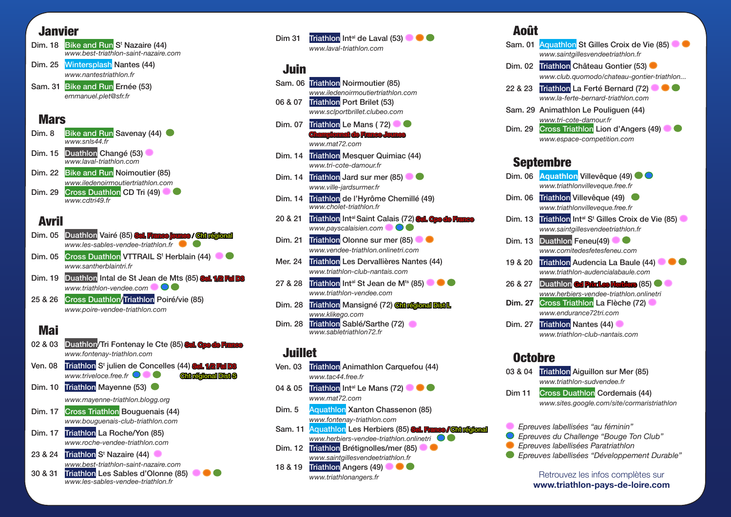## Janvier

Dim. 18 Bike and Run St Nazaire (44)
www.best-triathlon-saint-nazaire.com

Dim. 25 Wintersplash Nantes (44)
www.nantestriathlon.fr

Sam. 31 Bike and Run Ernée (53)
emmanuel.plet@sfr.fr

## Mars

Dim. 8 Bike and Run Savenay (44)
www.snls44.fr

Dim. 15 Duathlon Changé (53)
www.laval-triathlon.com

Dim. 22 Bike and Run Noimoutier (85)
www.iledenoirmoutiertriathlon.com

Dim. 29 Cross Duathlon CD Tri (49)
www.cdtri49.fr

## Avril

Dim. 05 Duathlon Vairé (85) Sel. France Jeunes / Cht régional
www.les-sables-vendee-triathlon.fr

Dim. 05 Cross Duathlon VTTRAIL St Herblain (44)
www.santherblaintri.fr

Dim. 19 Duathlon Intal de St Jean de Mts (85) Sel. 1/2 Fal D3
www.triathlon-vendee.com

25 & 26 Cross Duathlon/Triathlon Poiré/vie (85)
www.poire-vendee-triathlon.com

## Mai

02 & 03 Duathlon/Tri Fontenay le Cte (85) Sel. Cpe de France
www.fontenay-triathlon.com

Ven. 08 Triathlon St julien de Concelles (44) Sel. 1/2 Fal D3
www.triveloce.free.fr Cht régional Dist S

Dim. 10 Triathlon Mayenne (53)
www.mayenne-triathlon.blogg.org

Dim. 17 Cross Triathlon Bouguenais (44)
www.bouguenais-club-triathlon.com

Dim. 17 Triathlon La Roche/Yon (85)
www.roche-vendee-triathlon.com

23 & 24 Triathlon St Nazaire (44)
www.best-triathlon-saint-nazaire.com

30 & 31 Triathlon Les Sables d'Olonne (85)
www.les-sables-vendee-triathlon.fr

Dim 31 Triathlon Intal de Laval (53)
www.laval-triathlon.com

## Juin

Sam. 06 Triathlon Noirmoutier (85)
www.iledenoirmoutiertriathlon.com

06 & 07 Triathlon Port Brilet (53)
www.sclportbrillet.clubeo.com

Dim. 07 Triathlon Le Mans ( 72)
Championnat de France Jeunes
www.mat72.com

Dim. 14 Triathlon Mesquer Quimiac (44)
www.tri-cote-damour.fr

Dim. 14 Triathlon Jard sur mer (85)
www.ville-jardsurmer.fr

Dim. 14 Triathlon de l'Hyrôme Chemillé (49)
www.cholet-triathlon.com

20 & 21 Triathlon Intal Saint Calais (72) Sel. Cpe de France
www.payscalaisien.com

Dim. 21 Triathlon Olonne sur mer (85)
www.vendee-triathlon.onlinetri.com

Mer. 24 Triathlon Les Dervallières Nantes (44)
www.triathlon-club-nantais.com

27 & 28 Triathlon Intal St Jean de Mts (85)
www.triathlon-vendee.com

Dim. 28 Triathlon Mansigné (72) Cht régional Dist L
www.klikego.com

Dim. 28 Triathlon Sablé/Sarthe (72)
www.sabletriathlon72.fr

## Juillet

Ven. 03 Triathlon Animathlon Carquefou (44)
www.tac44.free.fr

04 & 05 Triathlon Intal Le Mans (72)
www.mat72.com

Dim. 5 Aquathlon Xanton Chassenon (85)
www.fontenay-triathlon.com

Sam. 11 Aquathlon Les Herbiers (85) Sel. France / Cht régional
www.herbiers-vendee-triathlon.onlinetri

Dim. 12 Triathlon Brétignolles/mer (85)
www.saintgillesvendeetriathlon.fr

18 & 19 Triathlon Angers (49)
www.triathlonangers.fr

## Août

Sam. 01 Aquathlon St Gilles Croix de Vie (85)
www.saintgillesvendeetriathlon.fr

Dim. 02 Triathlon Château Gontier (53)
www.club.quomodo/chateau-gontier-triathlon...

22 & 23 Triathlon La Ferté Bernard (72)
www.la-ferte-bernard-triathlon.com

Sam. 29 Animathlon Le Pouliguen (44)
www.tri-cote-damour.fr

Dim. 29 Cross Triathlon Lion d'Angers (49)
www.espace-competition.com

## Septembre

Dim. 06 Aquathlon Villevêque (49)
www.triathlonvilleveque.free.fr

Dim. 06 Triathlon Villevêque (49)
www.triathlonvilleveque.free.fr

Dim. 13 Triathlon Intal St Gilles Croix de Vie (85)
www.saintgillesvendeetriathlon.fr

Dim. 13 Duathlon Feneu(49)
www.comitedesfetesfeneu.com

19 & 20 Triathlon Audencia La Baule (44)
www.triathlon-audencialabaule.com

26 & 27 Duathlon Gd Prix Les Herbiers (85)
www.herbiers-vendee-triathlon.onlinetri

Dim. 27 Cross Triathlon La Flèche (72)
www.endurance72tri.com

Dim. 27 Triathlon Nantes (44)
www.triathlon-club-nantais.com

## Octobre

03 & 04 Triathlon Aiguillon sur Mer (85)
www.triathlon-sudvendee.fr

Dim 11 Cross Duathlon Cordemais (44)
www.sites.google.com/site/cormaristriathlon

- *Epreuves labellisées "au féminin"*
- *Epreuves du Challenge "Bouge Ton Club"*
- *Epreuves labellisées Paratriathlon*
- *Epreuves labellisées "Développement Durable"*

Retrouvez les infos complètes sur
**www.triathlon-pays-de-loire.com**